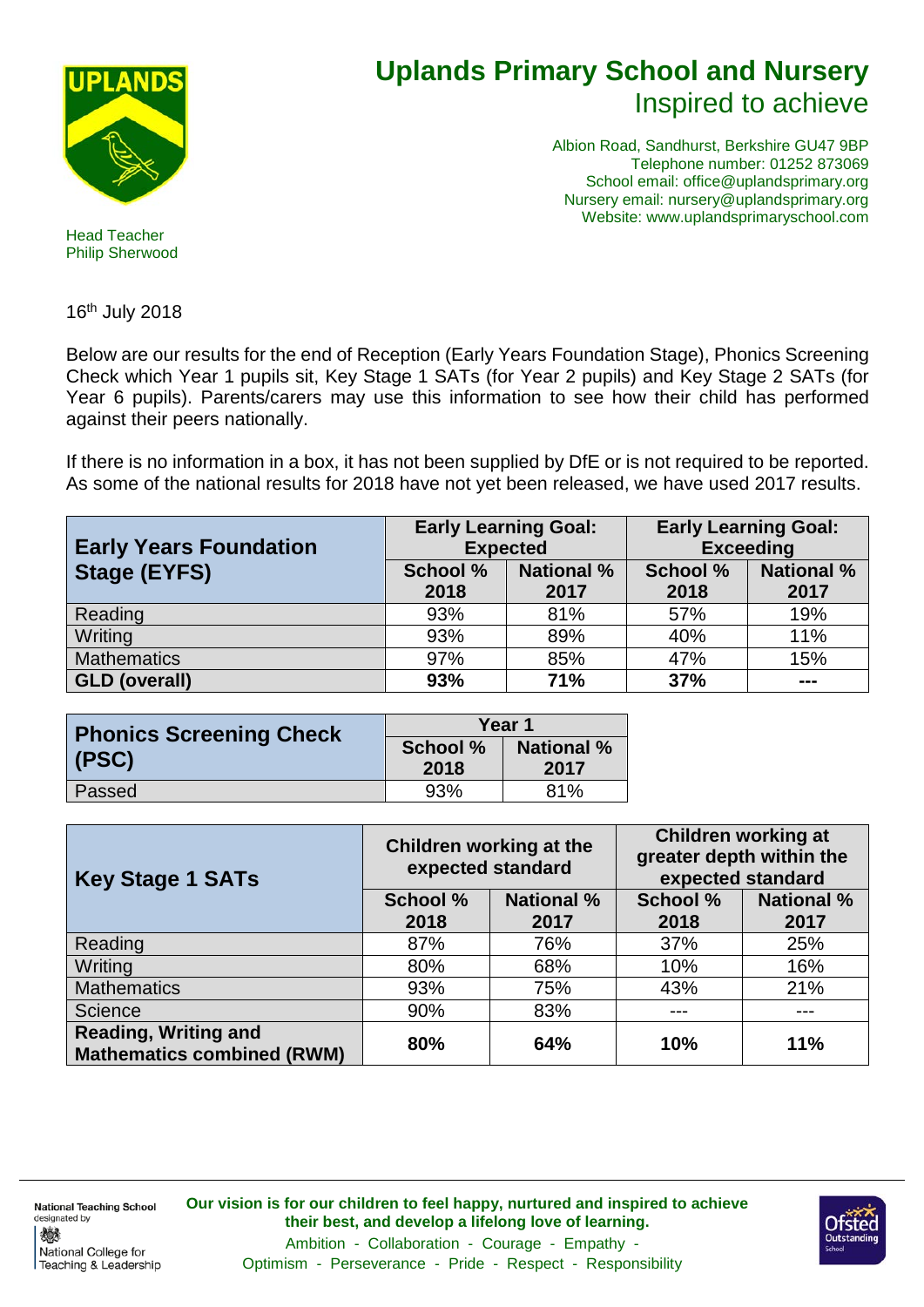# Uplands Primary School and Nursery

## Inspired to achieve

Albion Road, Sandhurst, Berkshire GU47 9BP
Telephone number: 01252 873069
School email: office@uplandsprimary.org
Nursery email: nursery@uplandsprimary.org
Website: www.uplandsprimaryschool.com

Head Teacher
Philip Sherwood

16th July 2018

Below are our results for the end of Reception (Early Years Foundation Stage), Phonics Screening Check which Year 1 pupils sit, Key Stage 1 SATs (for Year 2 pupils) and Key Stage 2 SATs (for Year 6 pupils). Parents/carers may use this information to see how their child has performed against their peers nationally.

If there is no information in a box, it has not been supplied by DfE or is not required to be reported. As some of the national results for 2018 have not yet been released, we have used 2017 results.

| **Early Years Foundation Stage (EYFS)** | **Early Learning Goal: Expected** | | **Early Learning Goal: Exceeding** | |
|---|---|---|---|---|
| | **School % 2018** | **National % 2017** | **School % 2018** | **National % 2017** |
| Reading | 93% | 81% | 57% | 19% |
| Writing | 93% | 89% | 40% | 11% |
| Mathematics | 97% | 85% | 47% | 15% |
| **GLD (overall)** | **93%** | **71%** | **37%** | **---** |

| **Phonics Screening Check (PSC)** | **Year 1** | |
|---|---|---|
| | **School % 2018** | **National % 2017** |
| Passed | 93% | 81% |

| **Key Stage 1 SATs** | **Children working at the expected standard** | | **Children working at greater depth within the expected standard** | |
|---|---|---|---|---|
| | **School % 2018** | **National % 2017** | **School % 2018** | **National % 2017** |
| Reading | 87% | 76% | 37% | 25% |
| Writing | 80% | 68% | 10% | 16% |
| Mathematics | 93% | 75% | 43% | 21% |
| Science | 90% | 83% | --- | --- |
| **Reading, Writing and Mathematics combined (RWM)** | **80%** | **64%** | **10%** | **11%** |

National Teaching School designated by National College for Teaching & Leadership

**Our vision is for our children to feel happy, nurtured and inspired to achieve their best, and develop a lifelong love of learning.**

Ambition - Collaboration - Courage - Empathy - Optimism - Perseverance - Pride - Respect - Responsibility

Ofsted Outstanding School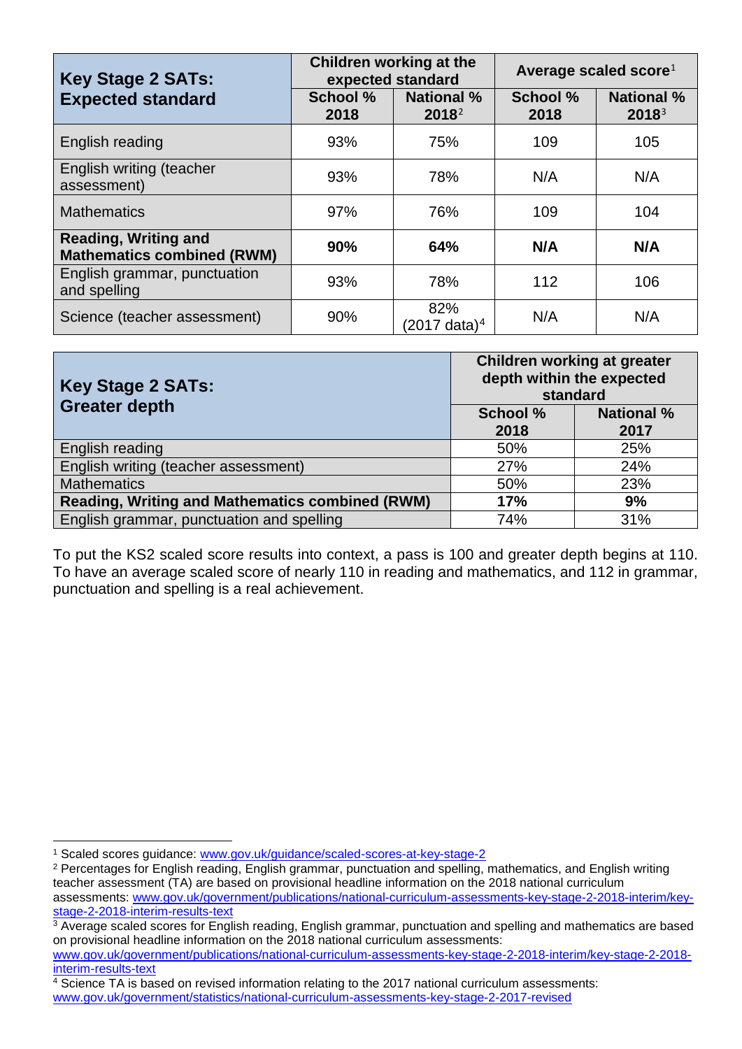| **Key Stage 2 SATs: Expected standard** | **Children working at the expected standard** | | **Average scaled score[1]** | |
|---|---|---|---|---|
| | **School % 2018** | **National % 2018[2]** | **School % 2018** | **National % 2018[3]** |
| English reading | 93% | 75% | 109 | 105 |
| English writing (teacher assessment) | 93% | 78% | N/A | N/A |
| Mathematics | 97% | 76% | 109 | 104 |
| **Reading, Writing and Mathematics combined (RWM)** | **90%** | **64%** | **N/A** | **N/A** |
| English grammar, punctuation and spelling | 93% | 78% | 112 | 106 |
| Science (teacher assessment) | 90% | 82% (2017 data)[4] | N/A | N/A |

| **Key Stage 2 SATs: Greater depth** | **Children working at greater depth within the expected standard** | |
|---|---|---|
| | **School % 2018** | **National % 2017** |
| English reading | 50% | 25% |
| English writing (teacher assessment) | 27% | 24% |
| Mathematics | 50% | 23% |
| **Reading, Writing and Mathematics combined (RWM)** | **17%** | **9%** |
| English grammar, punctuation and spelling | 74% | 31% |

To put the KS2 scaled score results into context, a pass is 100 and greater depth begins at 110. To have an average scaled score of nearly 110 in reading and mathematics, and 112 in grammar, punctuation and spelling is a real achievement.

[1] Scaled scores guidance: www.gov.uk/guidance/scaled-scores-at-key-stage-2

[2] Percentages for English reading, English grammar, punctuation and spelling, mathematics, and English writing teacher assessment (TA) are based on provisional headline information on the 2018 national curriculum assessments: www.gov.uk/government/publications/national-curriculum-assessments-key-stage-2-2018-interim/key-stage-2-2018-interim-results-text

[3] Average scaled scores for English reading, English grammar, punctuation and spelling and mathematics are based on provisional headline information on the 2018 national curriculum assessments: www.gov.uk/government/publications/national-curriculum-assessments-key-stage-2-2018-interim/key-stage-2-2018-interim-results-text

[4] Science TA is based on revised information relating to the 2017 national curriculum assessments: www.gov.uk/government/statistics/national-curriculum-assessments-key-stage-2-2017-revised